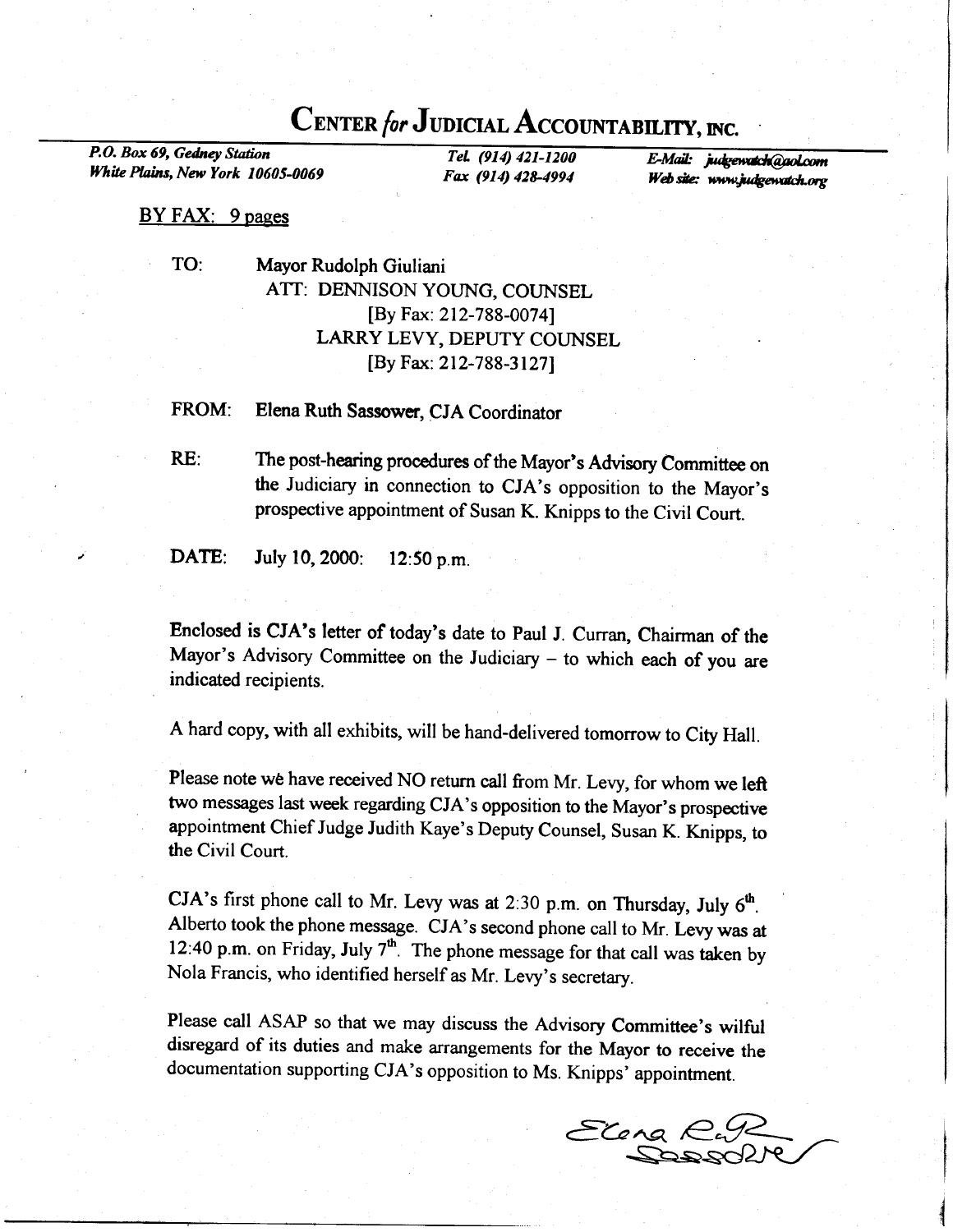# CENTER *for* JUDICIAL ACCOUNTABILITY, INC.

*P.O. Box 69, Gedney Station*
*White Plains, New York 10605-0069*

*Tel. (914) 421-1200*
*Fax (914) 428-4994*

*E-Mail: judgewatch@aol.com*
*Web site: www.judgewatch.org*

<u>BY FAX: 9 pages</u>

**TO:** Mayor Rudolph Giuliani
ATT: DENNISON YOUNG, COUNSEL
[By Fax: 212-788-0074]
LARRY LEVY, DEPUTY COUNSEL
[By Fax: 212-788-3127]

**FROM:** Elena Ruth Sassower, CJA Coordinator

**RE:** The post-hearing procedures of the Mayor's Advisory Committee on the Judiciary in connection to CJA's opposition to the Mayor's prospective appointment of Susan K. Knipps to the Civil Court.

**DATE:** July 10, 2000: 12:50 p.m.

Enclosed is CJA's letter of today's date to Paul J. Curran, Chairman of the Mayor's Advisory Committee on the Judiciary – to which each of you are indicated recipients.

A hard copy, with all exhibits, will be hand-delivered tomorrow to City Hall.

Please note we have received NO return call from Mr. Levy, for whom we left two messages last week regarding CJA's opposition to the Mayor's prospective appointment Chief Judge Judith Kaye's Deputy Counsel, Susan K. Knipps, to the Civil Court.

CJA's first phone call to Mr. Levy was at 2:30 p.m. on Thursday, July 6th. Alberto took the phone message. CJA's second phone call to Mr. Levy was at 12:40 p.m. on Friday, July 7th. The phone message for that call was taken by Nola Francis, who identified herself as Mr. Levy's secretary.

Please call ASAP so that we may discuss the Advisory Committee's wilful disregard of its duties and make arrangements for the Mayor to receive the documentation supporting CJA's opposition to Ms. Knipps' appointment.

Elena Ruth Sassower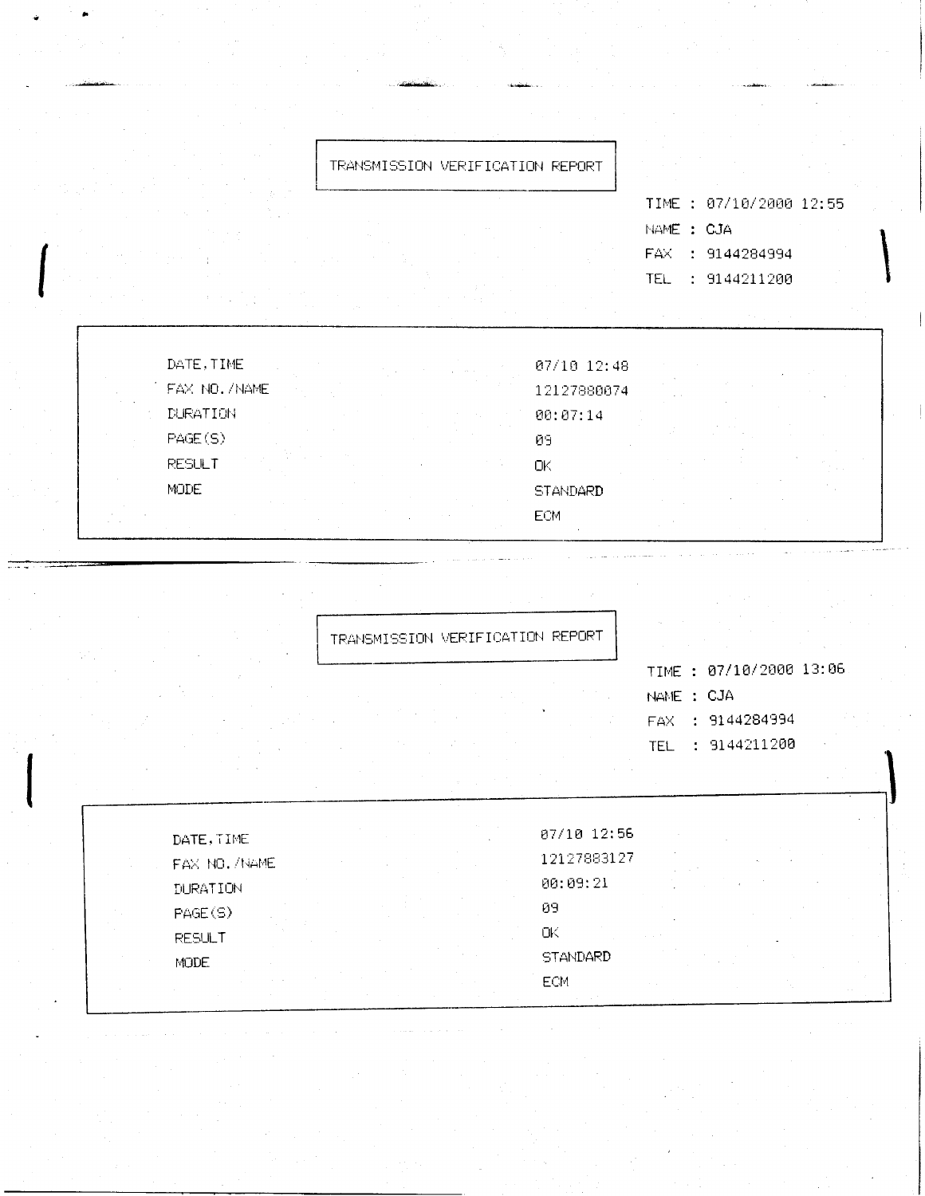TRANSMISSION VERIFICATION REPORT

TIME : 07/10/2000 12:55
NAME : CJA
FAX : 9144284994
TEL : 9144211200

| | |
|---|---|
| DATE,TIME | 07/10 12:48 |
| FAX NO./NAME | 12127880074 |
| DURATION | 00:07:14 |
| PAGE(S) | 09 |
| RESULT | OK |
| MODE | STANDARD<br>ECM |

TRANSMISSION VERIFICATION REPORT

TIME : 07/10/2000 13:06
NAME : CJA
FAX : 9144284994
TEL : 9144211200

| | |
|---|---|
| DATE,TIME | 07/10 12:56 |
| FAX NO./NAME | 12127883127 |
| DURATION | 00:09:21 |
| PAGE(S) | 09 |
| RESULT | OK |
| MODE | STANDARD<br>ECM |